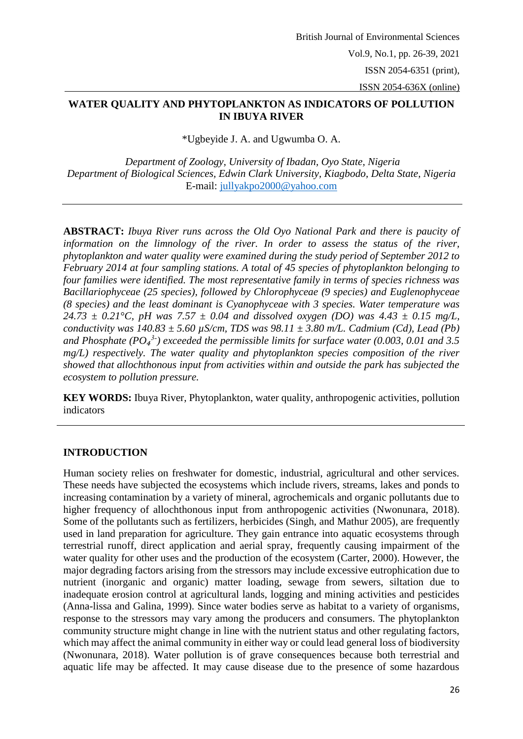# WATER QUALITY AND PHYTOPLANKTON AS INDICATORS OF POLLUTION IN IBUYA RIVER

*Ugbeyide J. A. and Ugwumba O. A.

*Department of Zoology, University of Ibadan, Oyo State, Nigeria*
*Department of Biological Sciences, Edwin Clark University, Kiagbodo, Delta State, Nigeria*
E-mail: jullyakpo2000@yahoo.com

**ABSTRACT:** *Ibuya River runs across the Old Oyo National Park and there is paucity of information on the limnology of the river. In order to assess the status of the river, phytoplankton and water quality were examined during the study period of September 2012 to February 2014 at four sampling stations. A total of 45 species of phytoplankton belonging to four families were identified. The most representative family in terms of species richness was Bacillariophyceae (25 species), followed by Chlorophyceae (9 species) and Euglenophyceae (8 species) and the least dominant is Cyanophyceae with 3 species. Water temperature was 24.73 ± 0.21°C, pH was 7.57 ± 0.04 and dissolved oxygen (DO) was 4.43 ± 0.15 mg/L, conductivity was 140.83 ± 5.60 µS/cm, TDS was 98.11 ± 3.80 m/L. Cadmium (Cd), Lead (Pb) and Phosphate ($PO_4^{3-}$) exceeded the permissible limits for surface water (0.003, 0.01 and 3.5 mg/L) respectively. The water quality and phytoplankton species composition of the river showed that allochthonous input from activities within and outside the park has subjected the ecosystem to pollution pressure.*

**KEY WORDS:** Ibuya River, Phytoplankton, water quality, anthropogenic activities, pollution indicators

## INTRODUCTION

Human society relies on freshwater for domestic, industrial, agricultural and other services. These needs have subjected the ecosystems which include rivers, streams, lakes and ponds to increasing contamination by a variety of mineral, agrochemicals and organic pollutants due to higher frequency of allochthonous input from anthropogenic activities (Nwonunara, 2018). Some of the pollutants such as fertilizers, herbicides (Singh, and Mathur 2005), are frequently used in land preparation for agriculture. They gain entrance into aquatic ecosystems through terrestrial runoff, direct application and aerial spray, frequently causing impairment of the water quality for other uses and the production of the ecosystem (Carter, 2000). However, the major degrading factors arising from the stressors may include excessive eutrophication due to nutrient (inorganic and organic) matter loading, sewage from sewers, siltation due to inadequate erosion control at agricultural lands, logging and mining activities and pesticides (Anna-lissa and Galina, 1999). Since water bodies serve as habitat to a variety of organisms, response to the stressors may vary among the producers and consumers. The phytoplankton community structure might change in line with the nutrient status and other regulating factors, which may affect the animal community in either way or could lead general loss of biodiversity (Nwonunara, 2018). Water pollution is of grave consequences because both terrestrial and aquatic life may be affected. It may cause disease due to the presence of some hazardous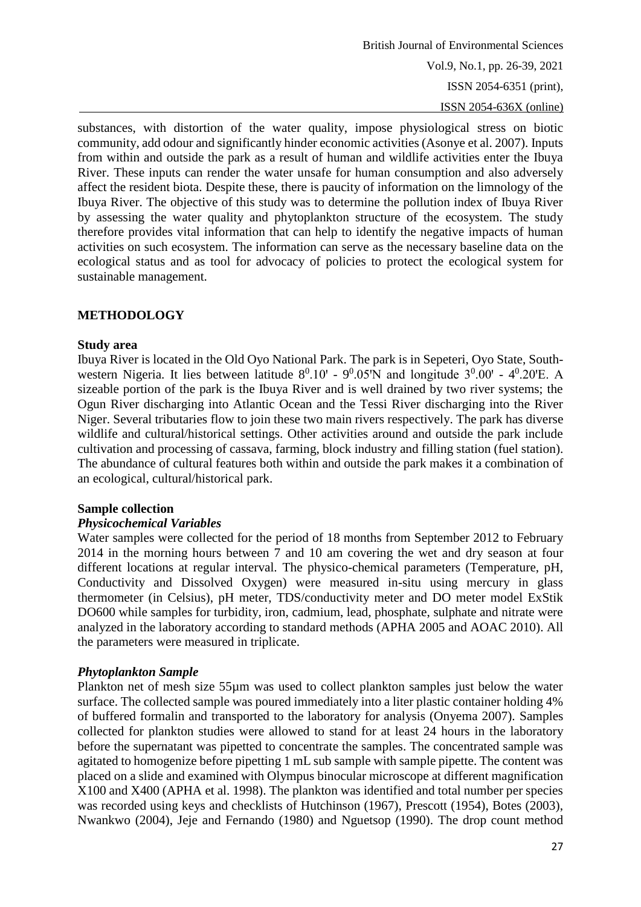substances, with distortion of the water quality, impose physiological stress on biotic community, add odour and significantly hinder economic activities (Asonye et al. 2007). Inputs from within and outside the park as a result of human and wildlife activities enter the Ibuya River. These inputs can render the water unsafe for human consumption and also adversely affect the resident biota. Despite these, there is paucity of information on the limnology of the Ibuya River. The objective of this study was to determine the pollution index of Ibuya River by assessing the water quality and phytoplankton structure of the ecosystem. The study therefore provides vital information that can help to identify the negative impacts of human activities on such ecosystem. The information can serve as the necessary baseline data on the ecological status and as tool for advocacy of policies to protect the ecological system for sustainable management.

## METHODOLOGY

### Study area

Ibuya River is located in the Old Oyo National Park. The park is in Sepeteri, Oyo State, South-western Nigeria. It lies between latitude $8^0.10'$ - $9^0.05'$N and longitude $3^0.00'$ - $4^0.20'$E. A sizeable portion of the park is the Ibuya River and is well drained by two river systems; the Ogun River discharging into Atlantic Ocean and the Tessi River discharging into the River Niger. Several tributaries flow to join these two main rivers respectively. The park has diverse wildlife and cultural/historical settings. Other activities around and outside the park include cultivation and processing of cassava, farming, block industry and filling station (fuel station). The abundance of cultural features both within and outside the park makes it a combination of an ecological, cultural/historical park.

### Sample collection

#### *Physicochemical Variables*

Water samples were collected for the period of 18 months from September 2012 to February 2014 in the morning hours between 7 and 10 am covering the wet and dry season at four different locations at regular interval. The physico-chemical parameters (Temperature, pH, Conductivity and Dissolved Oxygen) were measured in-situ using mercury in glass thermometer (in Celsius), pH meter, TDS/conductivity meter and DO meter model ExStik DO600 while samples for turbidity, iron, cadmium, lead, phosphate, sulphate and nitrate were analyzed in the laboratory according to standard methods (APHA 2005 and AOAC 2010). All the parameters were measured in triplicate.

#### *Phytoplankton Sample*

Plankton net of mesh size 55µm was used to collect plankton samples just below the water surface. The collected sample was poured immediately into a liter plastic container holding 4% of buffered formalin and transported to the laboratory for analysis (Onyema 2007). Samples collected for plankton studies were allowed to stand for at least 24 hours in the laboratory before the supernatant was pipetted to concentrate the samples. The concentrated sample was agitated to homogenize before pipetting 1 mL sub sample with sample pipette. The content was placed on a slide and examined with Olympus binocular microscope at different magnification X100 and X400 (APHA et al. 1998). The plankton was identified and total number per species was recorded using keys and checklists of Hutchinson (1967), Prescott (1954), Botes (2003), Nwankwo (2004), Jeje and Fernando (1980) and Nguetsop (1990). The drop count method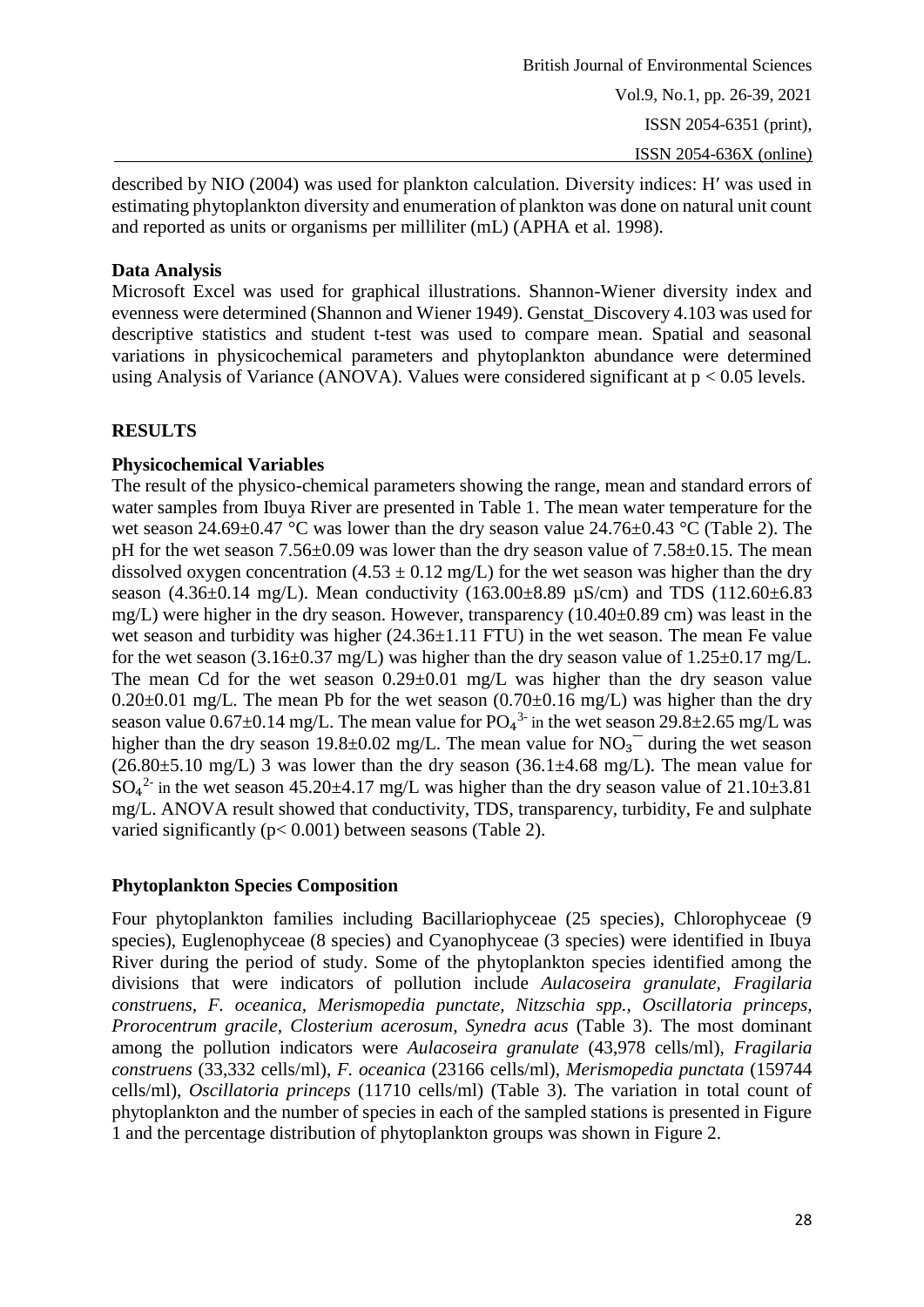described by NIO (2004) was used for plankton calculation. Diversity indices: H′ was used in estimating phytoplankton diversity and enumeration of plankton was done on natural unit count and reported as units or organisms per milliliter (mL) (APHA et al. 1998).

**Data Analysis**

Microsoft Excel was used for graphical illustrations. Shannon-Wiener diversity index and evenness were determined (Shannon and Wiener 1949). Genstat_Discovery 4.103 was used for descriptive statistics and student t-test was used to compare mean. Spatial and seasonal variations in physicochemical parameters and phytoplankton abundance were determined using Analysis of Variance (ANOVA). Values were considered significant at $p < 0.05$ levels.

## RESULTS

**Physicochemical Variables**

The result of the physico-chemical parameters showing the range, mean and standard errors of water samples from Ibuya River are presented in Table 1. The mean water temperature for the wet season 24.69±0.47 °C was lower than the dry season value 24.76±0.43 °C (Table 2). The pH for the wet season 7.56±0.09 was lower than the dry season value of 7.58±0.15. The mean dissolved oxygen concentration (4.53 ± 0.12 mg/L) for the wet season was higher than the dry season (4.36±0.14 mg/L). Mean conductivity (163.00±8.89 µS/cm) and TDS (112.60±6.83 mg/L) were higher in the dry season. However, transparency (10.40±0.89 cm) was least in the wet season and turbidity was higher (24.36±1.11 FTU) in the wet season. The mean Fe value for the wet season (3.16±0.37 mg/L) was higher than the dry season value of 1.25±0.17 mg/L. The mean Cd for the wet season 0.29±0.01 mg/L was higher than the dry season value 0.20±0.01 mg/L. The mean Pb for the wet season (0.70±0.16 mg/L) was higher than the dry season value 0.67±0.14 mg/L. The mean value for $PO_4^{3-}$ in the wet season 29.8±2.65 mg/L was higher than the dry season 19.8±0.02 mg/L. The mean value for $NO_3^-$ during the wet season (26.80±5.10 mg/L) 3 was lower than the dry season (36.1±4.68 mg/L). The mean value for $SO_4^{2-}$ in the wet season 45.20±4.17 mg/L was higher than the dry season value of 21.10±3.81 mg/L. ANOVA result showed that conductivity, TDS, transparency, turbidity, Fe and sulphate varied significantly ($p < 0.001$) between seasons (Table 2).

**Phytoplankton Species Composition**

Four phytoplankton families including Bacillariophyceae (25 species), Chlorophyceae (9 species), Euglenophyceae (8 species) and Cyanophyceae (3 species) were identified in Ibuya River during the period of study. Some of the phytoplankton species identified among the divisions that were indicators of pollution include *Aulacoseira granulate*, *Fragilaria construens*, *F. oceanica*, *Merismopedia punctate*, *Nitzschia spp.*, *Oscillatoria princeps*, *Prorocentrum gracile*, *Closterium acerosum*, *Synedra acus* (Table 3). The most dominant among the pollution indicators were *Aulacoseira granulate* (43,978 cells/ml), *Fragilaria construens* (33,332 cells/ml), *F. oceanica* (23166 cells/ml), *Merismopedia punctata* (159744 cells/ml), *Oscillatoria princeps* (11710 cells/ml) (Table 3). The variation in total count of phytoplankton and the number of species in each of the sampled stations is presented in Figure 1 and the percentage distribution of phytoplankton groups was shown in Figure 2.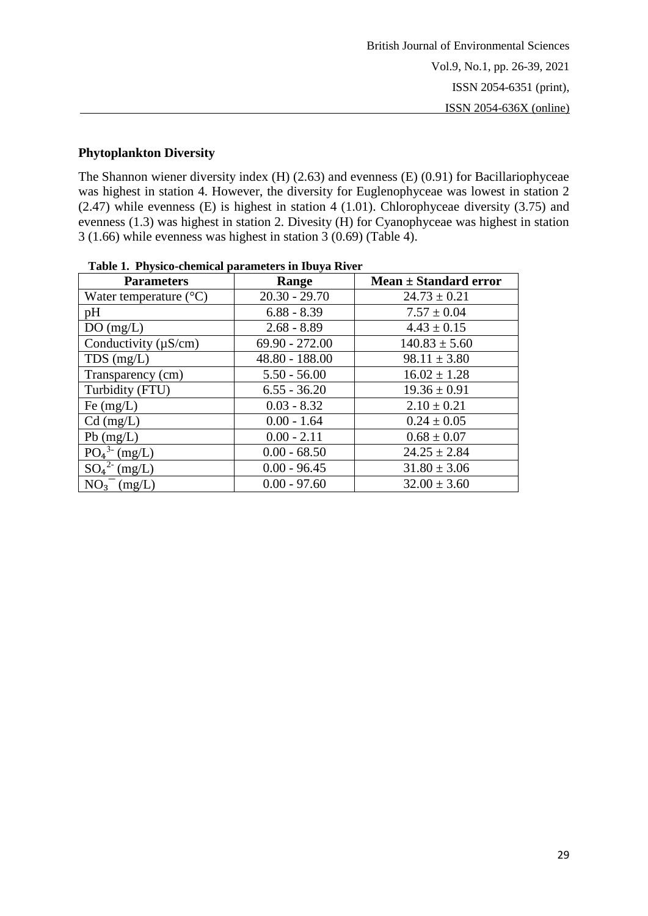### Phytoplankton Diversity

The Shannon wiener diversity index (H) (2.63) and evenness (E) (0.91) for Bacillariophyceae was highest in station 4. However, the diversity for Euglenophyceae was lowest in station 2 (2.47) while evenness (E) is highest in station 4 (1.01). Chlorophyceae diversity (3.75) and evenness (1.3) was highest in station 2. Divesity (H) for Cyanophyceae was highest in station 3 (1.66) while evenness was highest in station 3 (0.69) (Table 4).

**Table 1. Physico-chemical parameters in Ibuya River**

| Parameters | Range | Mean ± Standard error |
|---|---|---|
| Water temperature (°C) | 20.30 - 29.70 | 24.73 ± 0.21 |
| pH | 6.88 - 8.39 | 7.57 ± 0.04 |
| DO (mg/L) | 2.68 - 8.89 | 4.43 ± 0.15 |
| Conductivity (µS/cm) | 69.90 - 272.00 | 140.83 ± 5.60 |
| TDS (mg/L) | 48.80 - 188.00 | 98.11 ± 3.80 |
| Transparency (cm) | 5.50 - 56.00 | 16.02 ± 1.28 |
| Turbidity (FTU) | 6.55 - 36.20 | 19.36 ± 0.91 |
| Fe (mg/L) | 0.03 - 8.32 | 2.10 ± 0.21 |
| Cd (mg/L) | 0.00 - 1.64 | 0.24 ± 0.05 |
| Pb (mg/L) | 0.00 - 2.11 | 0.68 ± 0.07 |
| $PO_4^{3-}$ (mg/L) | 0.00 - 68.50 | 24.25 ± 2.84 |
| $SO_4^{2-}$ (mg/L) | 0.00 - 96.45 | 31.80 ± 3.06 |
| $NO_3^-$ (mg/L) | 0.00 - 97.60 | 32.00 ± 3.60 |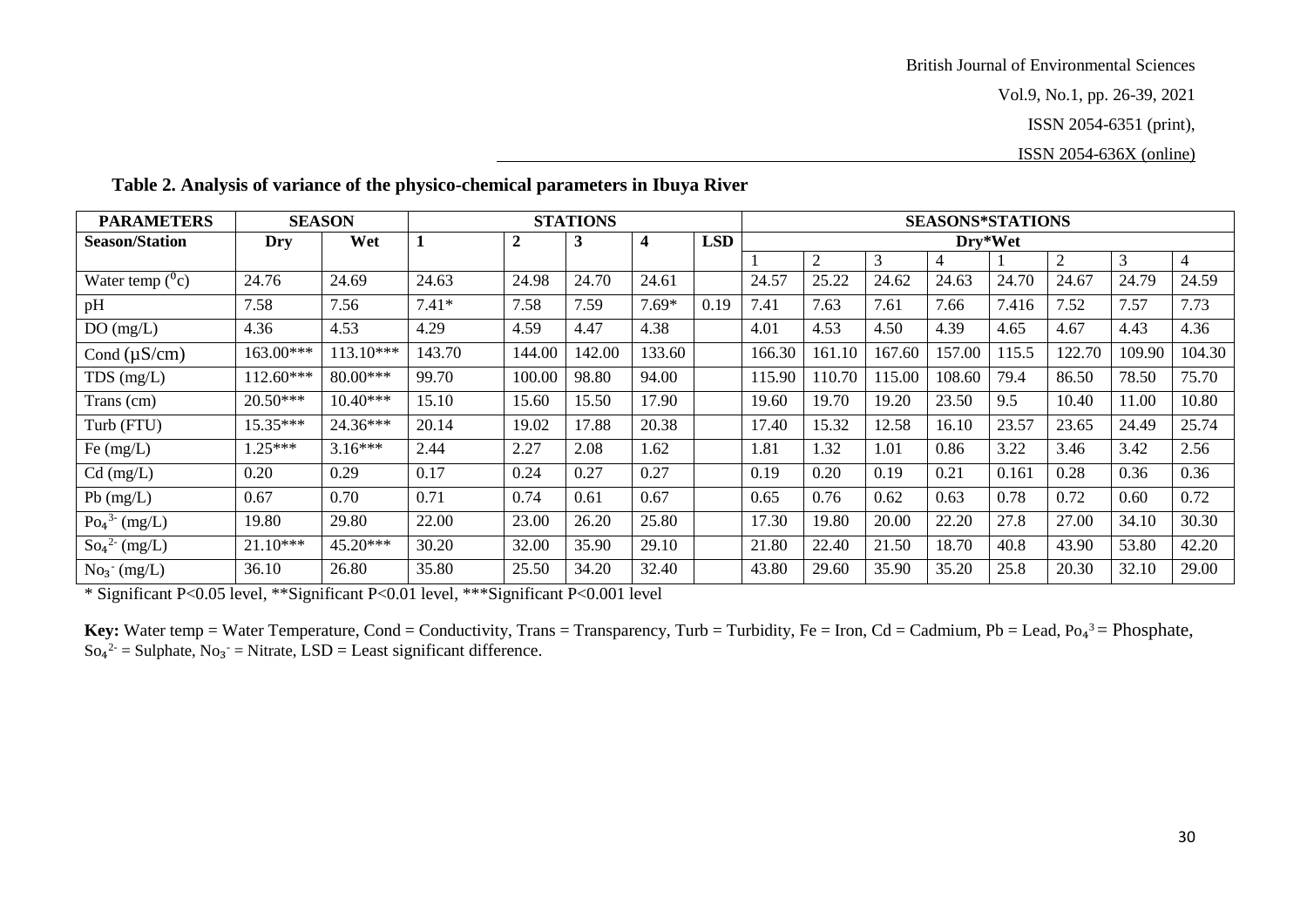**Table 2. Analysis of variance of the physico-chemical parameters in Ibuya River**

| PARAMETERS | SEASON | | STATIONS | | | | | SEASONS*STATIONS | | | | | | | |
|---|---|---|---|---|---|---|---|---|---|---|---|---|---|---|---|
| Season/Station | Dry | Wet | 1 | 2 | 3 | 4 | LSD | Dry*Wet | | | | | | | |
| | | | | | | | | 1 | 2 | 3 | 4 | 1 | 2 | 3 | 4 |
| Water temp ($^0$c) | 24.76 | 24.69 | 24.63 | 24.98 | 24.70 | 24.61 | | 24.57 | 25.22 | 24.62 | 24.63 | 24.70 | 24.67 | 24.79 | 24.59 |
| pH | 7.58 | 7.56 | 7.41* | 7.58 | 7.59 | 7.69* | 0.19 | 7.41 | 7.63 | 7.61 | 7.66 | 7.416 | 7.52 | 7.57 | 7.73 |
| DO (mg/L) | 4.36 | 4.53 | 4.29 | 4.59 | 4.47 | 4.38 | | 4.01 | 4.53 | 4.50 | 4.39 | 4.65 | 4.67 | 4.43 | 4.36 |
| Cond (µS/cm) | 163.00*** | 113.10*** | 143.70 | 144.00 | 142.00 | 133.60 | | 166.30 | 161.10 | 167.60 | 157.00 | 115.5 | 122.70 | 109.90 | 104.30 |
| TDS (mg/L) | 112.60*** | 80.00*** | 99.70 | 100.00 | 98.80 | 94.00 | | 115.90 | 110.70 | 115.00 | 108.60 | 79.4 | 86.50 | 78.50 | 75.70 |
| Trans (cm) | 20.50*** | 10.40*** | 15.10 | 15.60 | 15.50 | 17.90 | | 19.60 | 19.70 | 19.20 | 23.50 | 9.5 | 10.40 | 11.00 | 10.80 |
| Turb (FTU) | 15.35*** | 24.36*** | 20.14 | 19.02 | 17.88 | 20.38 | | 17.40 | 15.32 | 12.58 | 16.10 | 23.57 | 23.65 | 24.49 | 25.74 |
| Fe (mg/L) | 1.25*** | 3.16*** | 2.44 | 2.27 | 2.08 | 1.62 | | 1.81 | 1.32 | 1.01 | 0.86 | 3.22 | 3.46 | 3.42 | 2.56 |
| Cd (mg/L) | 0.20 | 0.29 | 0.17 | 0.24 | 0.27 | 0.27 | | 0.19 | 0.20 | 0.19 | 0.21 | 0.161 | 0.28 | 0.36 | 0.36 |
| Pb (mg/L) | 0.67 | 0.70 | 0.71 | 0.74 | 0.61 | 0.67 | | 0.65 | 0.76 | 0.62 | 0.63 | 0.78 | 0.72 | 0.60 | 0.72 |
| $Po_4^{3-}$ (mg/L) | 19.80 | 29.80 | 22.00 | 23.00 | 26.20 | 25.80 | | 17.30 | 19.80 | 20.00 | 22.20 | 27.8 | 27.00 | 34.10 | 30.30 |
| $So_4^{2-}$ (mg/L) | 21.10*** | 45.20*** | 30.20 | 32.00 | 35.90 | 29.10 | | 21.80 | 22.40 | 21.50 | 18.70 | 40.8 | 43.90 | 53.80 | 42.20 |
| $No_3^-$ (mg/L) | 36.10 | 26.80 | 35.80 | 25.50 | 34.20 | 32.40 | | 43.80 | 29.60 | 35.90 | 35.20 | 25.8 | 20.30 | 32.10 | 29.00 |

* Significant P<0.05 level, **Significant P<0.01 level, ***Significant P<0.001 level

**Key:** Water temp = Water Temperature, Cond = Conductivity, Trans = Transparency, Turb = Turbidity, Fe = Iron, Cd = Cadmium, Pb = Lead, $Po_4^{3}$ = Phosphate, $So_4^{2-}$ = Sulphate, $No_3^-$ = Nitrate, LSD = Least significant difference.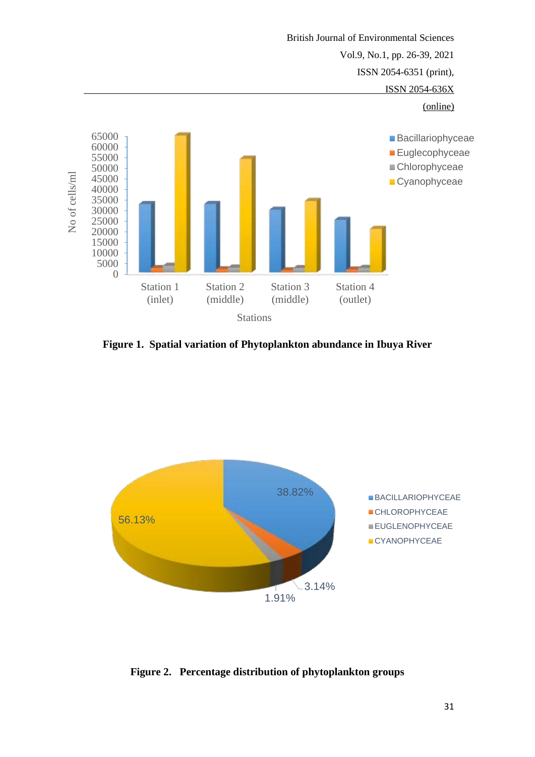Figure 1. Spatial variation of Phytoplankton abundance in Ibuya River

Figure 2. Percentage distribution of phytoplankton groups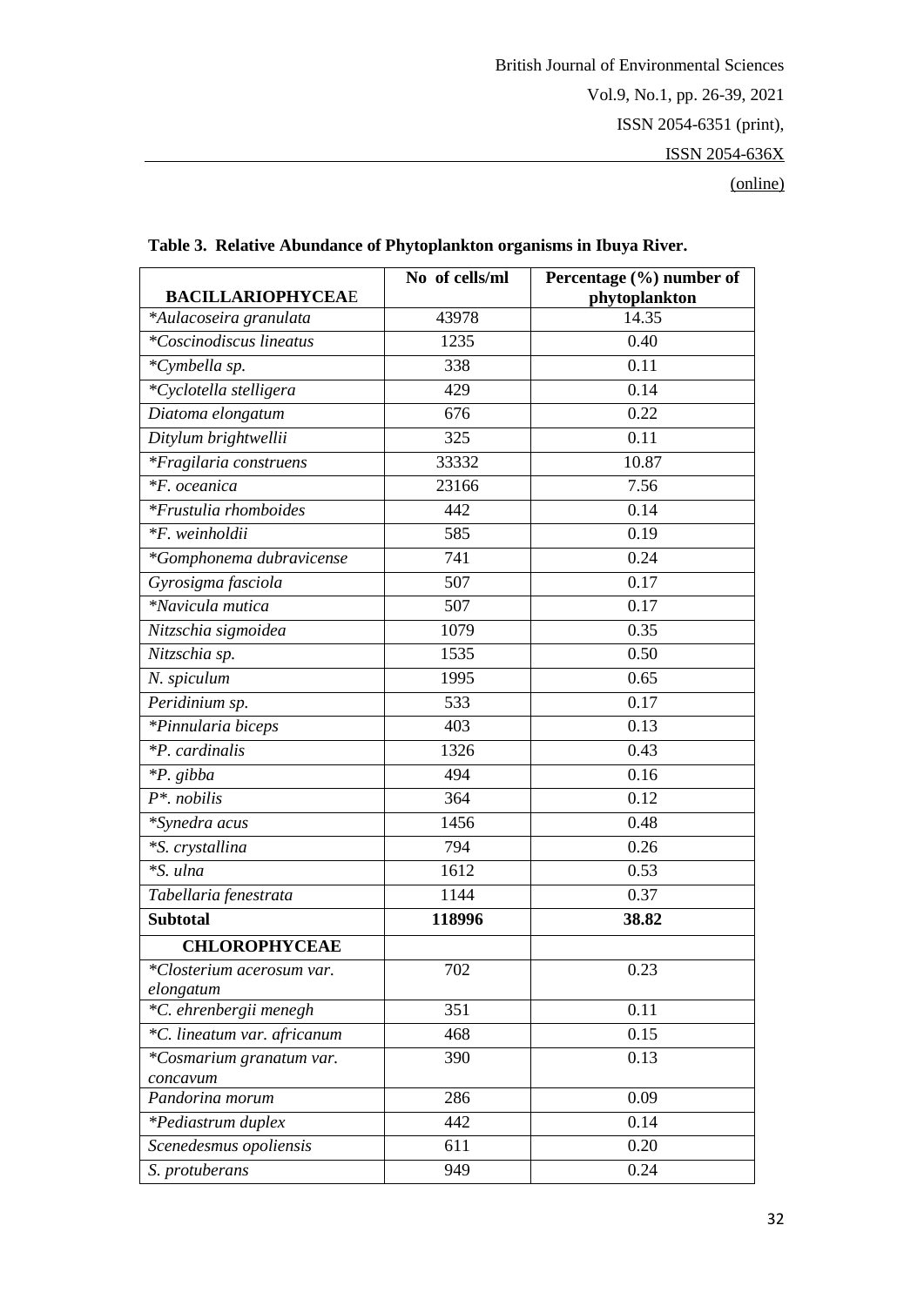**Table 3. Relative Abundance of Phytoplankton organisms in Ibuya River.**

| BACILLARIOPHYCEAE | No of cells/ml | Percentage (%) number of phytoplankton |
|---|---|---|
| *Aulacoseira granulata* | 43978 | 14.35 |
| *Coscinodiscus lineatus* | 1235 | 0.40 |
| *Cymbella sp.* | 338 | 0.11 |
| *Cyclotella stelligera* | 429 | 0.14 |
| *Diatoma elongatum* | 676 | 0.22 |
| *Ditylum brightwellii* | 325 | 0.11 |
| **Fragilaria construens* | 33332 | 10.87 |
| **F. oceanica* | 23166 | 7.56 |
| **Frustulia rhomboides* | 442 | 0.14 |
| **F. weinholdii* | 585 | 0.19 |
| **Gomphonema dubravicense* | 741 | 0.24 |
| *Gyrosigma fasciola* | 507 | 0.17 |
| **Navicula mutica* | 507 | 0.17 |
| *Nitzschia sigmoidea* | 1079 | 0.35 |
| *Nitzschia sp.* | 1535 | 0.50 |
| *N. spiculum* | 1995 | 0.65 |
| *Peridinium sp.* | 533 | 0.17 |
| **Pinnularia biceps* | 403 | 0.13 |
| **P. cardinalis* | 1326 | 0.43 |
| **P. gibba* | 494 | 0.16 |
| *P*. nobilis* | 364 | 0.12 |
| **Synedra acus* | 1456 | 0.48 |
| **S. crystallina* | 794 | 0.26 |
| **S. ulna* | 1612 | 0.53 |
| *Tabellaria fenestrata* | 1144 | 0.37 |
| **Subtotal** | **118996** | **38.82** |
| **CHLOROPHYCEAE** | | |
| **Closterium acerosum var. elongatum* | 702 | 0.23 |
| **C. ehrenbergii menegh* | 351 | 0.11 |
| **C. lineatum var. africanum* | 468 | 0.15 |
| **Cosmarium granatum var. concavum* | 390 | 0.13 |
| *Pandorina morum* | 286 | 0.09 |
| **Pediastrum duplex* | 442 | 0.14 |
| *Scenedesmus opoliensis* | 611 | 0.20 |
| *S. protuberans* | 949 | 0.24 |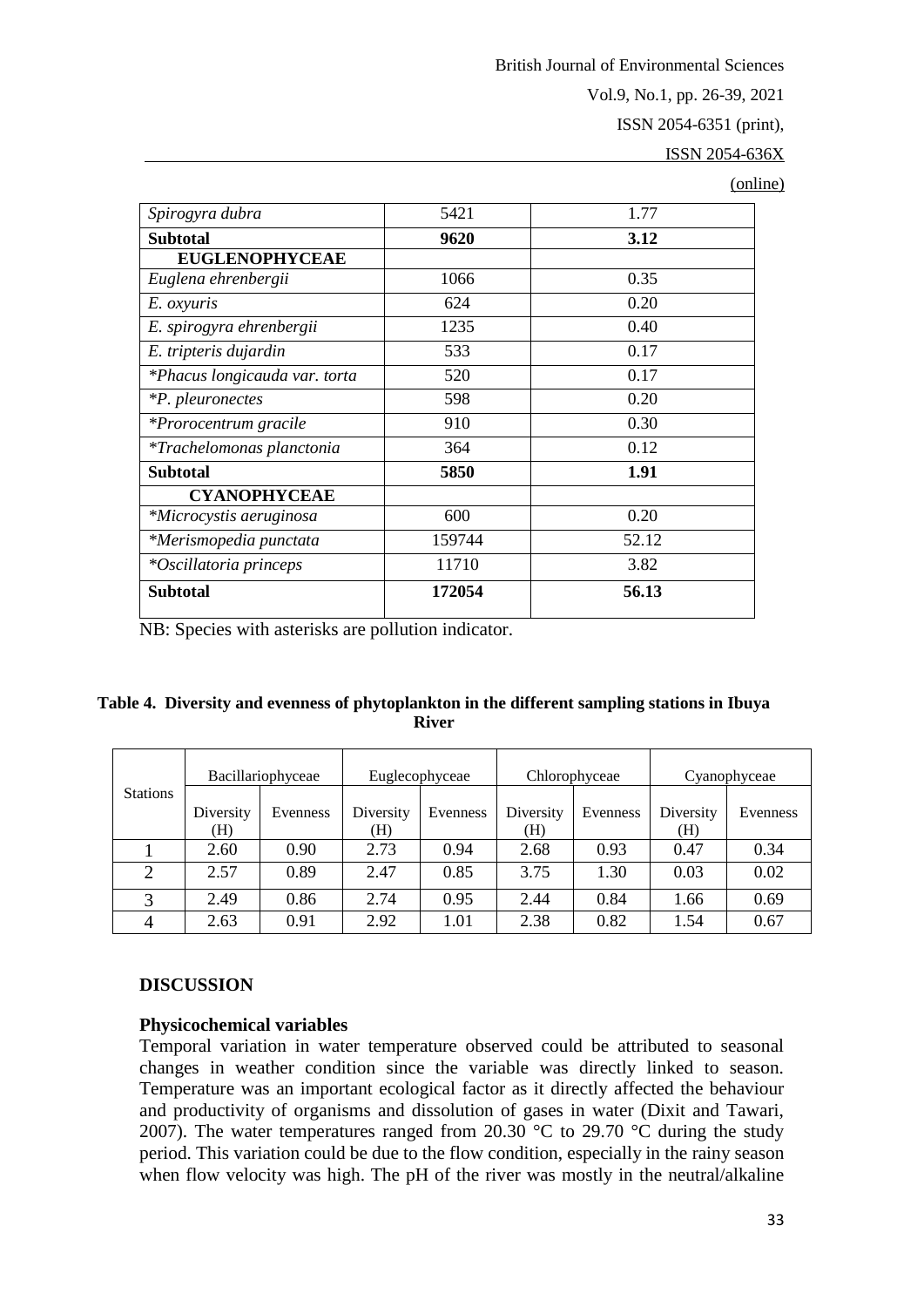| | | |
|---|---|---|
| *Spirogyra dubra* | 5421 | 1.77 |
| **Subtotal** | **9620** | **3.12** |
| **EUGLENOPHYCEAE** | | |
| *Euglena ehrenbergii* | 1066 | 0.35 |
| *E. oxyuris* | 624 | 0.20 |
| *E. spirogyra ehrenbergii* | 1235 | 0.40 |
| *E. tripteris dujardin* | 533 | 0.17 |
| **Phacus longicauda var. torta* | 520 | 0.17 |
| **P. pleuronectes* | 598 | 0.20 |
| **Prorocentrum gracile* | 910 | 0.30 |
| **Trachelomonas planctonia* | 364 | 0.12 |
| **Subtotal** | **5850** | **1.91** |
| **CYANOPHYCEAE** | | |
| **Microcystis aeruginosa* | 600 | 0.20 |
| **Merismopedia punctata* | 159744 | 52.12 |
| **Oscillatoria princeps* | 11710 | 3.82 |
| **Subtotal** | **172054** | **56.13** |

NB: Species with asterisks are pollution indicator.

**Table 4. Diversity and evenness of phytoplankton in the different sampling stations in Ibuya River**

| Stations | Bacillariophyceae | | Euglecophyceae | | Chlorophyceae | | Cyanophyceae | |
|---|---|---|---|---|---|---|---|---|
| | Diversity (H) | Evenness | Diversity (H) | Evenness | Diversity (H) | Evenness | Diversity (H) | Evenness |
| 1 | 2.60 | 0.90 | 2.73 | 0.94 | 2.68 | 0.93 | 0.47 | 0.34 |
| 2 | 2.57 | 0.89 | 2.47 | 0.85 | 3.75 | 1.30 | 0.03 | 0.02 |
| 3 | 2.49 | 0.86 | 2.74 | 0.95 | 2.44 | 0.84 | 1.66 | 0.69 |
| 4 | 2.63 | 0.91 | 2.92 | 1.01 | 2.38 | 0.82 | 1.54 | 0.67 |

## DISCUSSION

### Physicochemical variables

Temporal variation in water temperature observed could be attributed to seasonal changes in weather condition since the variable was directly linked to season. Temperature was an important ecological factor as it directly affected the behaviour and productivity of organisms and dissolution of gases in water (Dixit and Tawari, 2007). The water temperatures ranged from 20.30 °C to 29.70 °C during the study period. This variation could be due to the flow condition, especially in the rainy season when flow velocity was high. The pH of the river was mostly in the neutral/alkaline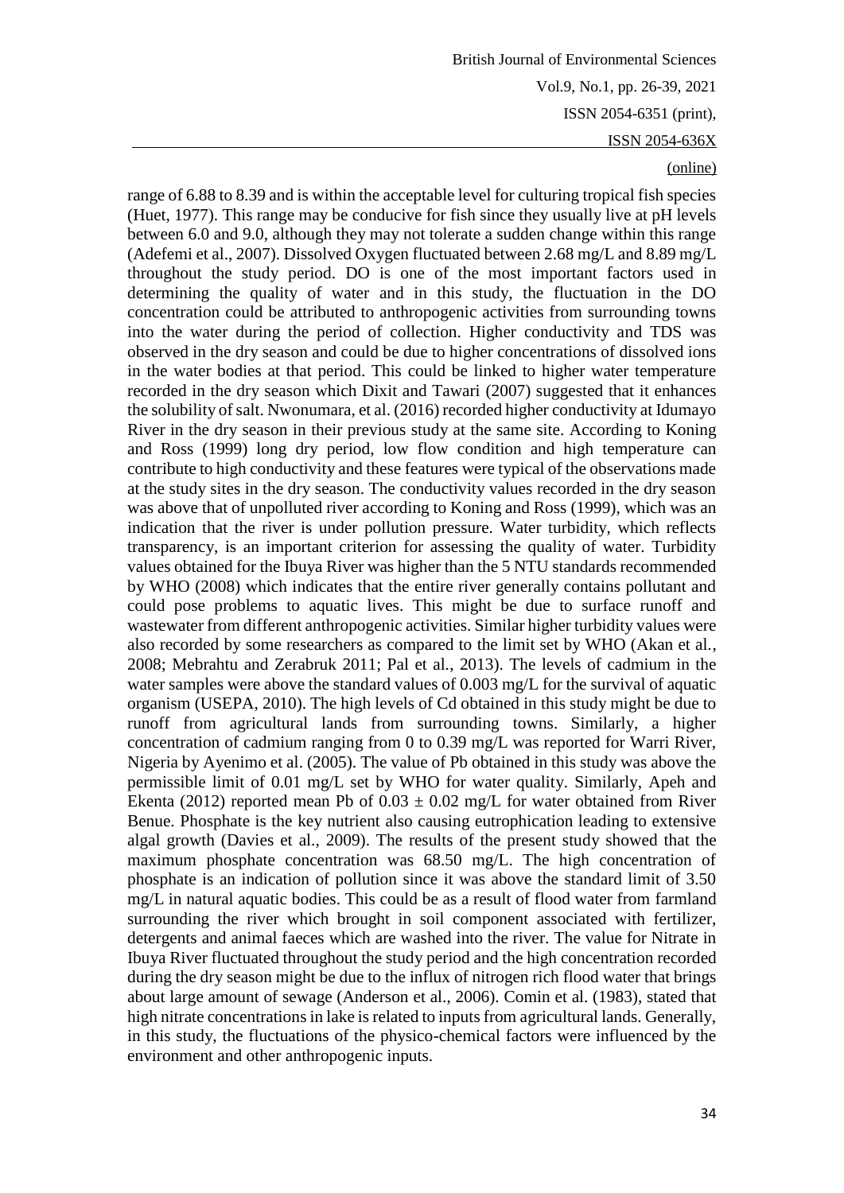range of 6.88 to 8.39 and is within the acceptable level for culturing tropical fish species (Huet, 1977). This range may be conducive for fish since they usually live at pH levels between 6.0 and 9.0, although they may not tolerate a sudden change within this range (Adefemi et al., 2007). Dissolved Oxygen fluctuated between 2.68 mg/L and 8.89 mg/L throughout the study period. DO is one of the most important factors used in determining the quality of water and in this study, the fluctuation in the DO concentration could be attributed to anthropogenic activities from surrounding towns into the water during the period of collection. Higher conductivity and TDS was observed in the dry season and could be due to higher concentrations of dissolved ions in the water bodies at that period. This could be linked to higher water temperature recorded in the dry season which Dixit and Tawari (2007) suggested that it enhances the solubility of salt. Nwonumara, et al. (2016) recorded higher conductivity at Idumayo River in the dry season in their previous study at the same site. According to Koning and Ross (1999) long dry period, low flow condition and high temperature can contribute to high conductivity and these features were typical of the observations made at the study sites in the dry season. The conductivity values recorded in the dry season was above that of unpolluted river according to Koning and Ross (1999), which was an indication that the river is under pollution pressure. Water turbidity, which reflects transparency, is an important criterion for assessing the quality of water. Turbidity values obtained for the Ibuya River was higher than the 5 NTU standards recommended by WHO (2008) which indicates that the entire river generally contains pollutant and could pose problems to aquatic lives. This might be due to surface runoff and wastewater from different anthropogenic activities. Similar higher turbidity values were also recorded by some researchers as compared to the limit set by WHO (Akan et al., 2008; Mebrahtu and Zerabruk 2011; Pal et al., 2013). The levels of cadmium in the water samples were above the standard values of 0.003 mg/L for the survival of aquatic organism (USEPA, 2010). The high levels of Cd obtained in this study might be due to runoff from agricultural lands from surrounding towns. Similarly, a higher concentration of cadmium ranging from 0 to 0.39 mg/L was reported for Warri River, Nigeria by Ayenimo et al. (2005). The value of Pb obtained in this study was above the permissible limit of 0.01 mg/L set by WHO for water quality. Similarly, Apeh and Ekenta (2012) reported mean Pb of $0.03 \pm 0.02$ mg/L for water obtained from River Benue. Phosphate is the key nutrient also causing eutrophication leading to extensive algal growth (Davies et al., 2009). The results of the present study showed that the maximum phosphate concentration was 68.50 mg/L. The high concentration of phosphate is an indication of pollution since it was above the standard limit of 3.50 mg/L in natural aquatic bodies. This could be as a result of flood water from farmland surrounding the river which brought in soil component associated with fertilizer, detergents and animal faeces which are washed into the river. The value for Nitrate in Ibuya River fluctuated throughout the study period and the high concentration recorded during the dry season might be due to the influx of nitrogen rich flood water that brings about large amount of sewage (Anderson et al., 2006). Comin et al. (1983), stated that high nitrate concentrations in lake is related to inputs from agricultural lands. Generally, in this study, the fluctuations of the physico-chemical factors were influenced by the environment and other anthropogenic inputs.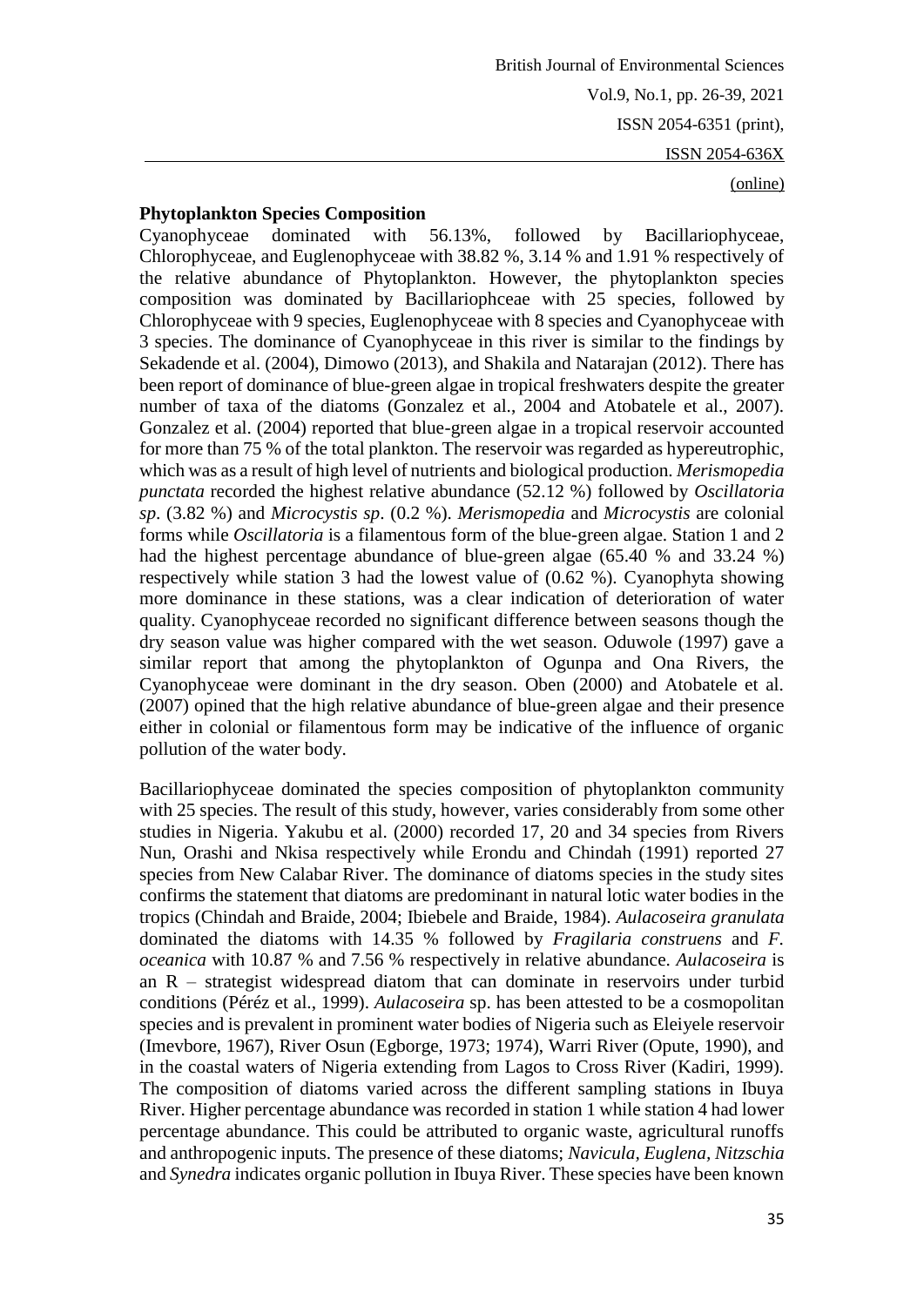**Phytoplankton Species Composition**

Cyanophyceae dominated with 56.13%, followed by Bacillariophyceae, Chlorophyceae, and Euglenophyceae with 38.82 %, 3.14 % and 1.91 % respectively of the relative abundance of Phytoplankton. However, the phytoplankton species composition was dominated by Bacillariophceae with 25 species, followed by Chlorophyceae with 9 species, Euglenophyceae with 8 species and Cyanophyceae with 3 species. The dominance of Cyanophyceae in this river is similar to the findings by Sekadende et al. (2004), Dimowo (2013), and Shakila and Natarajan (2012). There has been report of dominance of blue-green algae in tropical freshwaters despite the greater number of taxa of the diatoms (Gonzalez et al., 2004 and Atobatele et al., 2007). Gonzalez et al. (2004) reported that blue-green algae in a tropical reservoir accounted for more than 75 % of the total plankton. The reservoir was regarded as hypereutrophic, which was as a result of high level of nutrients and biological production. *Merismopedia punctata* recorded the highest relative abundance (52.12 %) followed by *Oscillatoria sp*. (3.82 %) and *Microcystis sp*. (0.2 %). *Merismopedia* and *Microcystis* are colonial forms while *Oscillatoria* is a filamentous form of the blue-green algae. Station 1 and 2 had the highest percentage abundance of blue-green algae (65.40 % and 33.24 %) respectively while station 3 had the lowest value of (0.62 %). Cyanophyta showing more dominance in these stations, was a clear indication of deterioration of water quality. Cyanophyceae recorded no significant difference between seasons though the dry season value was higher compared with the wet season. Oduwole (1997) gave a similar report that among the phytoplankton of Ogunpa and Ona Rivers, the Cyanophyceae were dominant in the dry season. Oben (2000) and Atobatele et al. (2007) opined that the high relative abundance of blue-green algae and their presence either in colonial or filamentous form may be indicative of the influence of organic pollution of the water body.

Bacillariophyceae dominated the species composition of phytoplankton community with 25 species. The result of this study, however, varies considerably from some other studies in Nigeria. Yakubu et al. (2000) recorded 17, 20 and 34 species from Rivers Nun, Orashi and Nkisa respectively while Erondu and Chindah (1991) reported 27 species from New Calabar River. The dominance of diatoms species in the study sites confirms the statement that diatoms are predominant in natural lotic water bodies in the tropics (Chindah and Braide, 2004; Ibiebele and Braide, 1984). *Aulacoseira granulata* dominated the diatoms with 14.35 % followed by *Fragilaria construens* and *F. oceanica* with 10.87 % and 7.56 % respectively in relative abundance. *Aulacoseira* is an R – strategist widespread diatom that can dominate in reservoirs under turbid conditions (Péréz et al., 1999). *Aulacoseira* sp. has been attested to be a cosmopolitan species and is prevalent in prominent water bodies of Nigeria such as Eleiyele reservoir (Imevbore, 1967), River Osun (Egborge, 1973; 1974), Warri River (Opute, 1990), and in the coastal waters of Nigeria extending from Lagos to Cross River (Kadiri, 1999). The composition of diatoms varied across the different sampling stations in Ibuya River. Higher percentage abundance was recorded in station 1 while station 4 had lower percentage abundance. This could be attributed to organic waste, agricultural runoffs and anthropogenic inputs. The presence of these diatoms; *Navicula*, *Euglena*, *Nitzschia* and *Synedra* indicates organic pollution in Ibuya River. These species have been known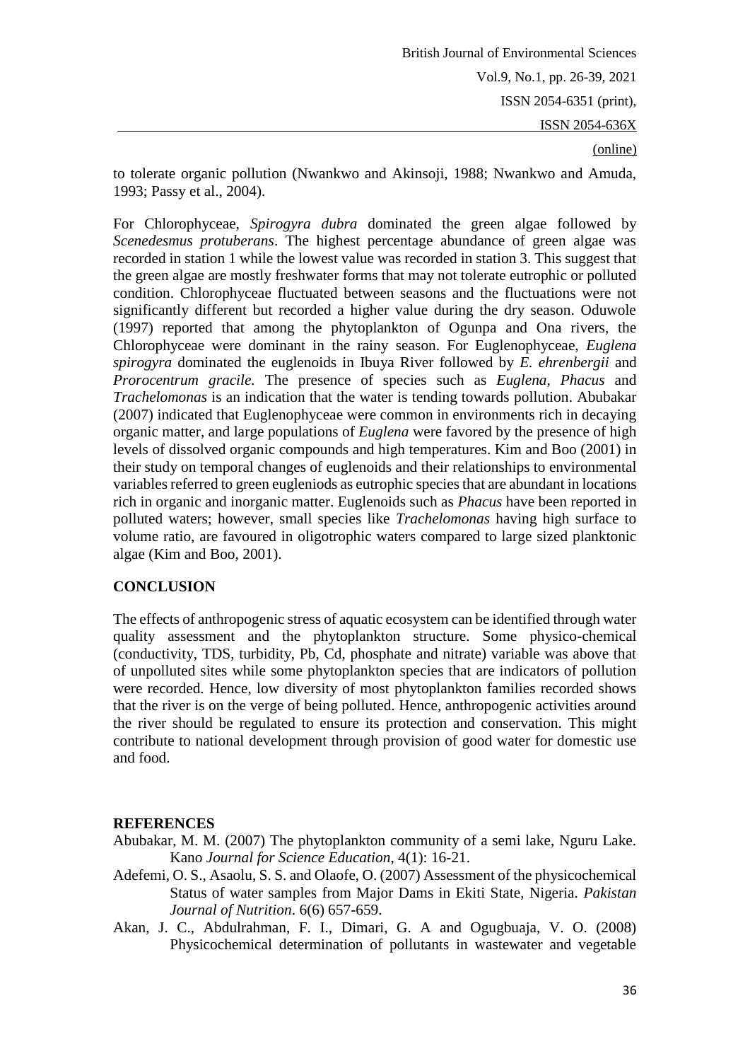to tolerate organic pollution (Nwankwo and Akinsoji, 1988; Nwankwo and Amuda, 1993; Passy et al., 2004).

For Chlorophyceae, *Spirogyra dubra* dominated the green algae followed by *Scenedesmus protuberans*. The highest percentage abundance of green algae was recorded in station 1 while the lowest value was recorded in station 3. This suggest that the green algae are mostly freshwater forms that may not tolerate eutrophic or polluted condition. Chlorophyceae fluctuated between seasons and the fluctuations were not significantly different but recorded a higher value during the dry season. Oduwole (1997) reported that among the phytoplankton of Ogunpa and Ona rivers, the Chlorophyceae were dominant in the rainy season. For Euglenophyceae, *Euglena spirogyra* dominated the euglenoids in Ibuya River followed by *E. ehrenbergii* and *Prorocentrum gracile.* The presence of species such as *Euglena*, *Phacus* and *Trachelomonas* is an indication that the water is tending towards pollution. Abubakar (2007) indicated that Euglenophyceae were common in environments rich in decaying organic matter, and large populations of *Euglena* were favored by the presence of high levels of dissolved organic compounds and high temperatures. Kim and Boo (2001) in their study on temporal changes of euglenoids and their relationships to environmental variables referred to green eugleniods as eutrophic species that are abundant in locations rich in organic and inorganic matter. Euglenoids such as *Phacus* have been reported in polluted waters; however, small species like *Trachelomonas* having high surface to volume ratio, are favoured in oligotrophic waters compared to large sized planktonic algae (Kim and Boo, 2001).

## CONCLUSION

The effects of anthropogenic stress of aquatic ecosystem can be identified through water quality assessment and the phytoplankton structure. Some physico-chemical (conductivity, TDS, turbidity, Pb, Cd, phosphate and nitrate) variable was above that of unpolluted sites while some phytoplankton species that are indicators of pollution were recorded. Hence, low diversity of most phytoplankton families recorded shows that the river is on the verge of being polluted. Hence, anthropogenic activities around the river should be regulated to ensure its protection and conservation. This might contribute to national development through provision of good water for domestic use and food.

## REFERENCES

Abubakar, M. M. (2007) The phytoplankton community of a semi lake, Nguru Lake. Kano *Journal for Science Education*, 4(1): 16-21.

Adefemi, O. S., Asaolu, S. S. and Olaofe, O. (2007) Assessment of the physicochemical Status of water samples from Major Dams in Ekiti State, Nigeria. *Pakistan Journal of Nutrition*. 6(6) 657-659.

Akan, J. C., Abdulrahman, F. I., Dimari, G. A and Ogugbuaja, V. O. (2008) Physicochemical determination of pollutants in wastewater and vegetable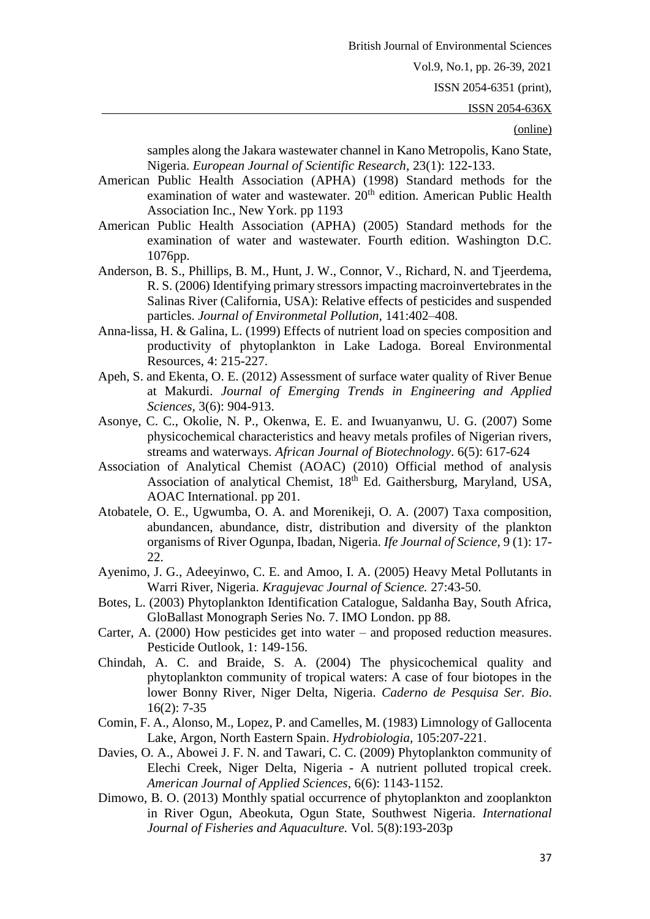samples along the Jakara wastewater channel in Kano Metropolis, Kano State, Nigeria. *European Journal of Scientific Research*, 23(1): 122-133.

American Public Health Association (APHA) (1998) Standard methods for the examination of water and wastewater. 20th edition. American Public Health Association Inc., New York. pp 1193

American Public Health Association (APHA) (2005) Standard methods for the examination of water and wastewater. Fourth edition. Washington D.C. 1076pp.

Anderson, B. S., Phillips, B. M., Hunt, J. W., Connor, V., Richard, N. and Tjeerdema, R. S. (2006) Identifying primary stressors impacting macroinvertebrates in the Salinas River (California, USA): Relative effects of pesticides and suspended particles. *Journal of Environmetal Pollution,* 141:402–408.

Anna-lissa, H. & Galina, L. (1999) Effects of nutrient load on species composition and productivity of phytoplankton in Lake Ladoga. Boreal Environmental Resources, 4: 215-227.

Apeh, S. and Ekenta, O. E. (2012) Assessment of surface water quality of River Benue at Makurdi. *Journal of Emerging Trends in Engineering and Applied Sciences*, 3(6): 904-913.

Asonye, C. C., Okolie, N. P., Okenwa, E. E. and Iwuanyanwu, U. G. (2007) Some physicochemical characteristics and heavy metals profiles of Nigerian rivers, streams and waterways. *African Journal of Biotechnology*. 6(5): 617-624

Association of Analytical Chemist (AOAC) (2010) Official method of analysis Association of analytical Chemist, 18th Ed. Gaithersburg, Maryland, USA, AOAC International. pp 201.

Atobatele, O. E., Ugwumba, O. A. and Morenikeji, O. A. (2007) Taxa composition, abundancen, abundance, distr, distribution and diversity of the plankton organisms of River Ogunpa, Ibadan, Nigeria. *Ife Journal of Science,* 9 (1): 17-22.

Ayenimo, J. G., Adeeyinwo, C. E. and Amoo, I. A. (2005) Heavy Metal Pollutants in Warri River, Nigeria. *Kragujevac Journal of Science.* 27:43-50.

Botes, L. (2003) Phytoplankton Identification Catalogue, Saldanha Bay, South Africa, GloBallast Monograph Series No. 7. IMO London. pp 88.

Carter, A. (2000) How pesticides get into water – and proposed reduction measures. Pesticide Outlook, 1: 149-156.

Chindah, A. C. and Braide, S. A. (2004) The physicochemical quality and phytoplankton community of tropical waters: A case of four biotopes in the lower Bonny River, Niger Delta, Nigeria. *Caderno de Pesquisa Ser. Bio*. 16(2): 7-35

Comin, F. A., Alonso, M., Lopez, P. and Camelles, M. (1983) Limnology of Gallocenta Lake, Argon, North Eastern Spain. *Hydrobiologia*, 105:207-221.

Davies, O. A., Abowei J. F. N. and Tawari, C. C. (2009) Phytoplankton community of Elechi Creek, Niger Delta, Nigeria - A nutrient polluted tropical creek. *American Journal of Applied Sciences,* 6(6): 1143-1152.

Dimowo, B. O. (2013) Monthly spatial occurrence of phytoplankton and zooplankton in River Ogun, Abeokuta, Ogun State, Southwest Nigeria. *International Journal of Fisheries and Aquaculture.* Vol. 5(8):193-203p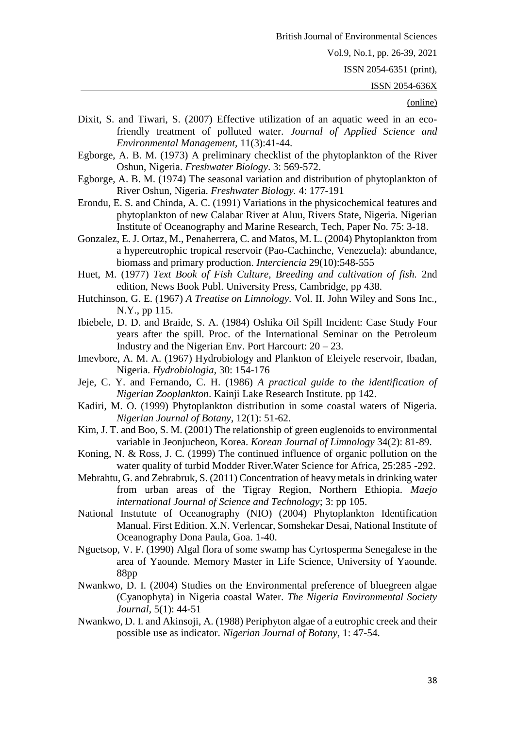Dixit, S. and Tiwari, S. (2007) Effective utilization of an aquatic weed in an eco-friendly treatment of polluted water. *Journal of Applied Science and Environmental Management*, 11(3):41-44.

Egborge, A. B. M. (1973) A preliminary checklist of the phytoplankton of the River Oshun, Nigeria. *Freshwater Biology*. 3: 569-572.

Egborge, A. B. M. (1974) The seasonal variation and distribution of phytoplankton of River Oshun, Nigeria. *Freshwater Biology.* 4: 177-191

Erondu, E. S. and Chinda, A. C. (1991) Variations in the physicochemical features and phytoplankton of new Calabar River at Aluu, Rivers State, Nigeria. Nigerian Institute of Oceanography and Marine Research, Tech, Paper No. 75: 3-18.

Gonzalez, E. J. Ortaz, M., Penaherrera, C. and Matos, M. L. (2004) Phytoplankton from a hypereutrophic tropical reservoir (Pao-Cachinche, Venezuela): abundance, biomass and primary production. *Interciencia* 29(10):548-555

Huet, M. (1977) *Text Book of Fish Culture, Breeding and cultivation of fish.* 2nd edition, News Book Publ. University Press, Cambridge, pp 438.

Hutchinson, G. E. (1967) *A Treatise on Limnology*. Vol. II. John Wiley and Sons Inc., N.Y., pp 115.

Ibiebele, D. D. and Braide, S. A. (1984) Oshika Oil Spill Incident: Case Study Four years after the spill. Proc. of the International Seminar on the Petroleum Industry and the Nigerian Env. Port Harcourt: 20 – 23.

Imevbore, A. M. A. (1967) Hydrobiology and Plankton of Eleiyele reservoir, Ibadan, Nigeria. *Hydrobiologia*, 30: 154-176

Jeje, C. Y. and Fernando, C. H. (1986) *A practical guide to the identification of Nigerian Zooplankton*. Kainji Lake Research Institute. pp 142.

Kadiri, M. O. (1999) Phytoplankton distribution in some coastal waters of Nigeria. *Nigerian Journal of Botany*, 12(1): 51-62.

Kim, J. T. and Boo, S. M. (2001) The relationship of green euglenoids to environmental variable in Jeonjucheon, Korea. *Korean Journal of Limnology* 34(2): 81-89.

Koning, N. & Ross, J. C. (1999) The continued influence of organic pollution on the water quality of turbid Modder River.Water Science for Africa, 25:285 -292.

Mebrahtu, G. and Zebrabruk, S. (2011) Concentration of heavy metals in drinking water from urban areas of the Tigray Region, Northern Ethiopia. *Maejo international Journal of Science and Technology*; 3: pp 105.

National Instutute of Oceanography (NIO) (2004) Phytoplankton Identification Manual. First Edition. X.N. Verlencar, Somshekar Desai, National Institute of Oceanography Dona Paula, Goa. 1-40.

Nguetsop, V. F. (1990) Algal flora of some swamp has Cyrtosperma Senegalese in the area of Yaounde. Memory Master in Life Science, University of Yaounde. 88pp

Nwankwo, D. I. (2004) Studies on the Environmental preference of bluegreen algae (Cyanophyta) in Nigeria coastal Water. *The Nigeria Environmental Society Journal*, 5(1): 44-51

Nwankwo, D. I. and Akinsoji, A. (1988) Periphyton algae of a eutrophic creek and their possible use as indicator. *Nigerian Journal of Botany*, 1: 47-54.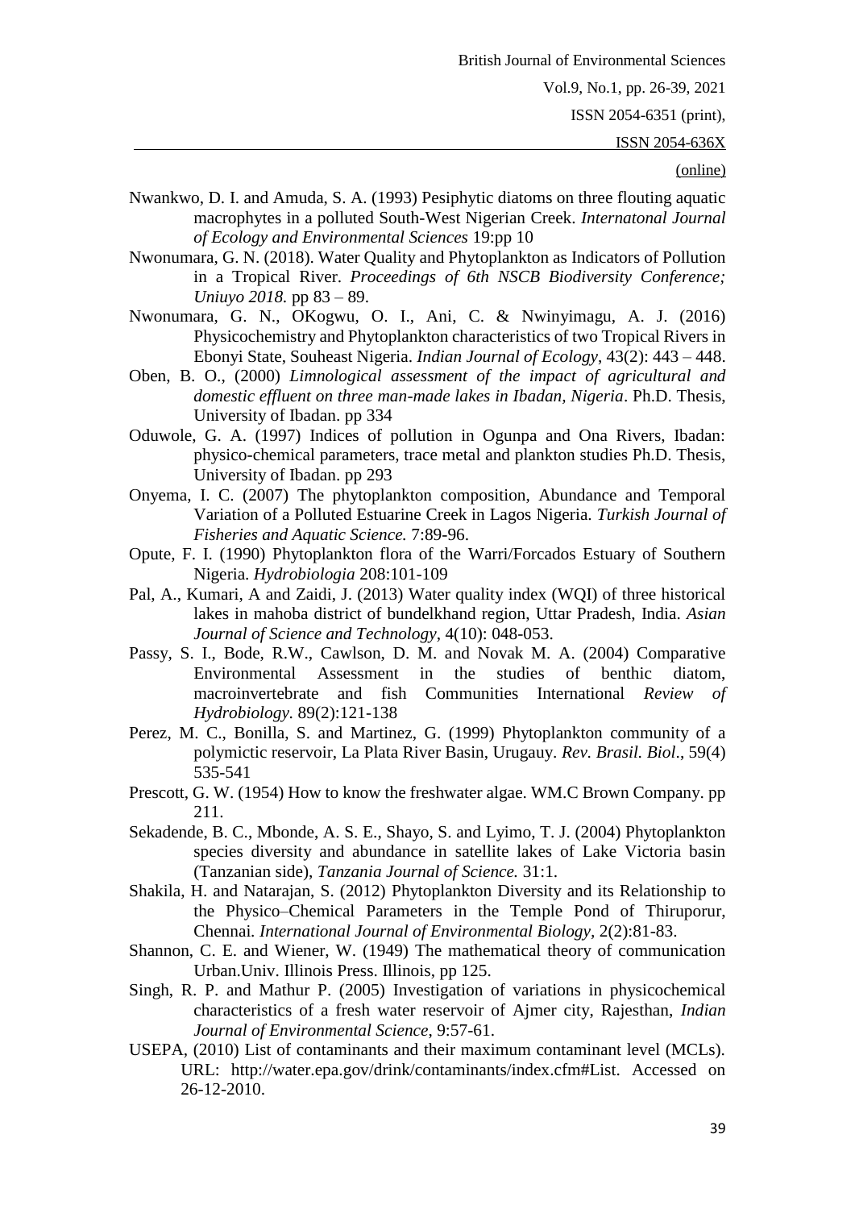Nwankwo, D. I. and Amuda, S. A. (1993) Pesiphytic diatoms on three flouting aquatic macrophytes in a polluted South-West Nigerian Creek. *Internatonal Journal of Ecology and Environmental Sciences* 19:pp 10

Nwonumara, G. N. (2018). Water Quality and Phytoplankton as Indicators of Pollution in a Tropical River. *Proceedings of 6th NSCB Biodiversity Conference; Uniuyo 2018.* pp 83 – 89.

Nwonumara, G. N., OKogwu, O. I., Ani, C. & Nwinyimagu, A. J. (2016) Physicochemistry and Phytoplankton characteristics of two Tropical Rivers in Ebonyi State, Souheast Nigeria. *Indian Journal of Ecology*, 43(2): 443 – 448.

Oben, B. O., (2000) *Limnological assessment of the impact of agricultural and domestic effluent on three man-made lakes in Ibadan, Nigeria*. Ph.D. Thesis, University of Ibadan. pp 334

Oduwole, G. A. (1997) Indices of pollution in Ogunpa and Ona Rivers, Ibadan: physico-chemical parameters, trace metal and plankton studies Ph.D. Thesis, University of Ibadan. pp 293

Onyema, I. C. (2007) The phytoplankton composition, Abundance and Temporal Variation of a Polluted Estuarine Creek in Lagos Nigeria. *Turkish Journal of Fisheries and Aquatic Science.* 7:89-96.

Opute, F. I. (1990) Phytoplankton flora of the Warri/Forcados Estuary of Southern Nigeria. *Hydrobiologia* 208:101-109

Pal, A., Kumari, A and Zaidi, J. (2013) Water quality index (WQI) of three historical lakes in mahoba district of bundelkhand region, Uttar Pradesh, India. *Asian Journal of Science and Technology*, 4(10): 048-053.

Passy, S. I., Bode, R.W., Cawlson, D. M. and Novak M. A. (2004) Comparative Environmental Assessment in the studies of benthic diatom, macroinvertebrate and fish Communities International *Review of Hydrobiology.* 89(2):121-138

Perez, M. C., Bonilla, S. and Martinez, G. (1999) Phytoplankton community of a polymictic reservoir, La Plata River Basin, Urugauy. *Rev. Brasil. Biol*., 59(4) 535-541

Prescott, G. W. (1954) How to know the freshwater algae. WM.C Brown Company. pp 211.

Sekadende, B. C., Mbonde, A. S. E., Shayo, S. and Lyimo, T. J. (2004) Phytoplankton species diversity and abundance in satellite lakes of Lake Victoria basin (Tanzanian side), *Tanzania Journal of Science.* 31:1.

Shakila, H. and Natarajan, S. (2012) Phytoplankton Diversity and its Relationship to the Physico–Chemical Parameters in the Temple Pond of Thiruporur, Chennai. *International Journal of Environmental Biology*, 2(2):81-83.

Shannon, C. E. and Wiener, W. (1949) The mathematical theory of communication Urban.Univ. Illinois Press. Illinois, pp 125.

Singh, R. P. and Mathur P. (2005) Investigation of variations in physicochemical characteristics of a fresh water reservoir of Ajmer city, Rajesthan, *Indian Journal of Environmental Science*, 9:57-61.

USEPA, (2010) List of contaminants and their maximum contaminant level (MCLs). URL: http://water.epa.gov/drink/contaminants/index.cfm#List. Accessed on 26-12-2010.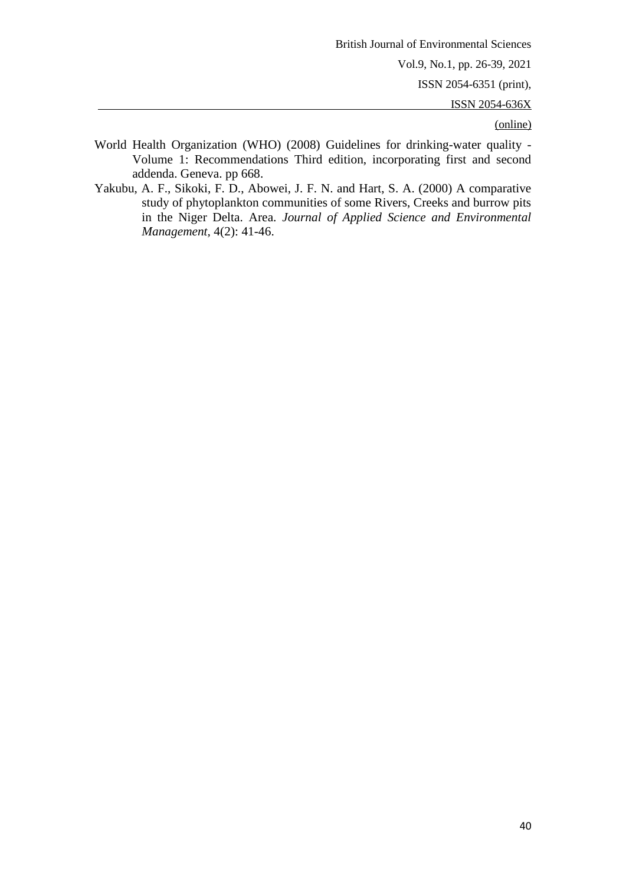World Health Organization (WHO) (2008) Guidelines for drinking-water quality - Volume 1: Recommendations Third edition, incorporating first and second addenda. Geneva. pp 668.

Yakubu, A. F., Sikoki, F. D., Abowei, J. F. N. and Hart, S. A. (2000) A comparative study of phytoplankton communities of some Rivers, Creeks and burrow pits in the Niger Delta. Area. *Journal of Applied Science and Environmental Management*, 4(2): 41-46.